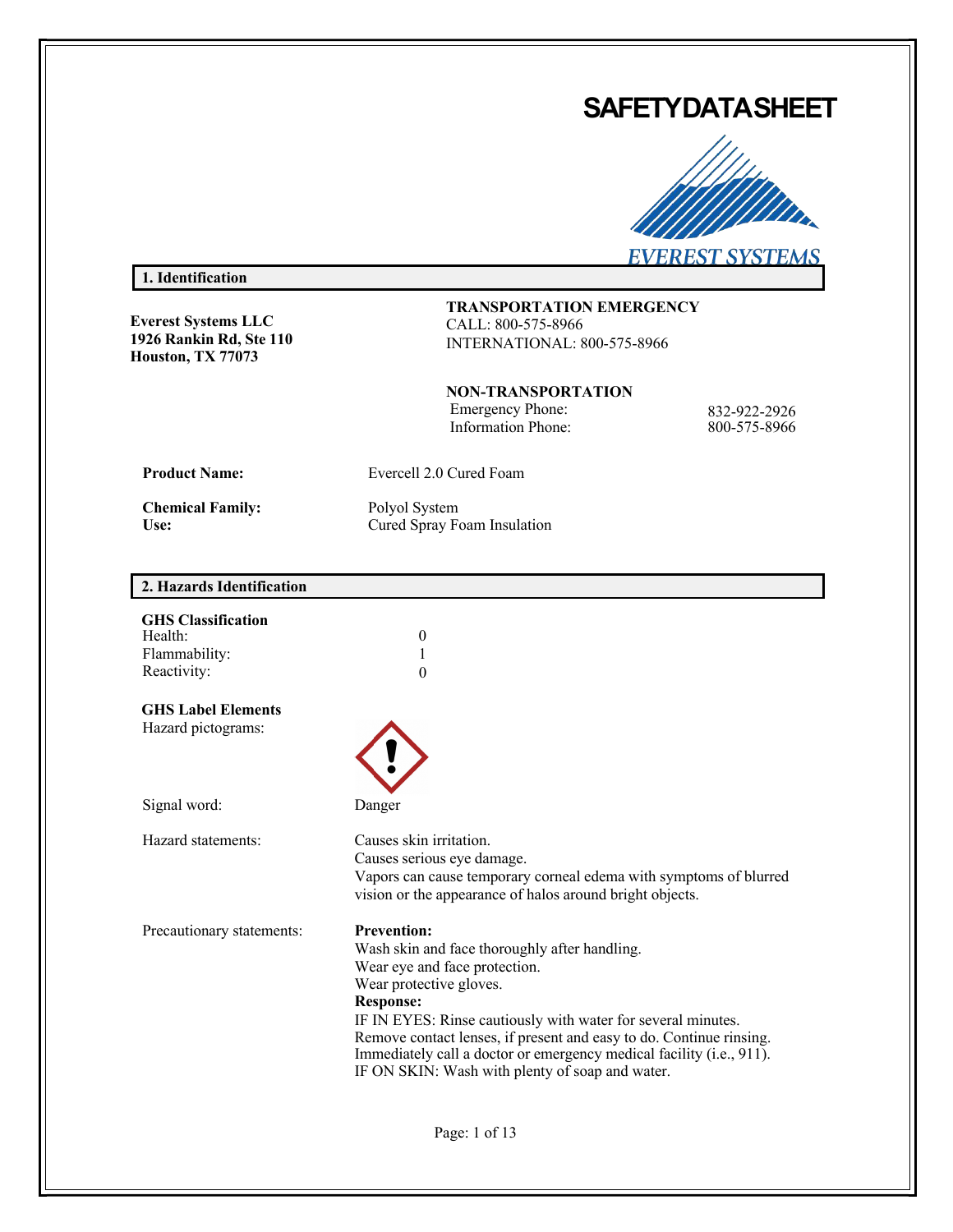# SAFETY DATA SHEET

EVEREST SYSTEMS

## 1. Identification

**Everest Systems LLC**
**1926 Rankin Rd, Ste 110**
**Houston, TX 77073**

**TRANSPORTATION EMERGENCY**
CALL: 800-575-8966
INTERNATIONAL: 800-575-8966

**NON-TRANSPORTATION**

| | |
|---|---|
| Emergency Phone: | 832-922-2926 |
| Information Phone: | 800-575-8966 |

| | |
|---|---|
| **Product Name:** | Evercell 2.0 Cured Foam |
| **Chemical Family:** | Polyol System |
| **Use:** | Cured Spray Foam Insulation |

## 2. Hazards Identification

**GHS Classification**

| | |
|---|---|
| Health: | 0 |
| Flammability: | 1 |
| Reactivity: | 0 |

**GHS Label Elements**

Hazard pictograms:

Signal word: Danger

Hazard statements:
Causes skin irritation.
Causes serious eye damage.
Vapors can cause temporary corneal edema with symptoms of blurred vision or the appearance of halos around bright objects.

Precautionary statements:

**Prevention:**
Wash skin and face thoroughly after handling.
Wear eye and face protection.
Wear protective gloves.

**Response:**
IF IN EYES: Rinse cautiously with water for several minutes.
Remove contact lenses, if present and easy to do. Continue rinsing.
Immediately call a doctor or emergency medical facility (i.e., 911).
IF ON SKIN: Wash with plenty of soap and water.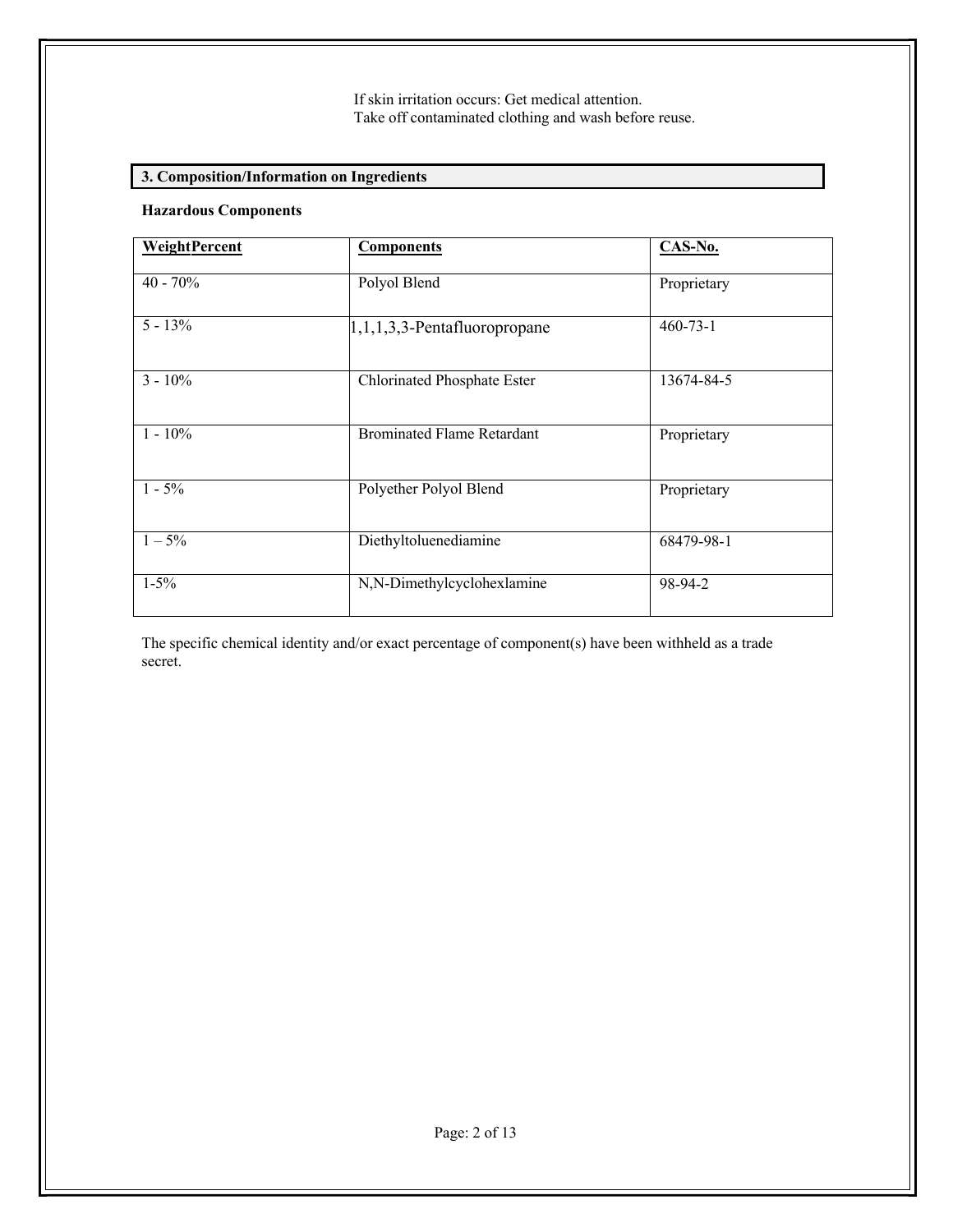If skin irritation occurs: Get medical attention.
Take off contaminated clothing and wash before reuse.

## 3. Composition/Information on Ingredients

**Hazardous Components**

| WeightPercent | Components | CAS-No. |
|---|---|---|
| 40 - 70% | Polyol Blend | Proprietary |
| 5 - 13% | 1,1,1,3,3-Pentafluoropropane | 460-73-1 |
| 3 - 10% | Chlorinated Phosphate Ester | 13674-84-5 |
| 1 - 10% | Brominated Flame Retardant | Proprietary |
| 1 - 5% | Polyether Polyol Blend | Proprietary |
| 1 – 5% | Diethyltoluenediamine | 68479-98-1 |
| 1-5% | N,N-Dimethylcyclohexlamine | 98-94-2 |

The specific chemical identity and/or exact percentage of component(s) have been withheld as a trade secret.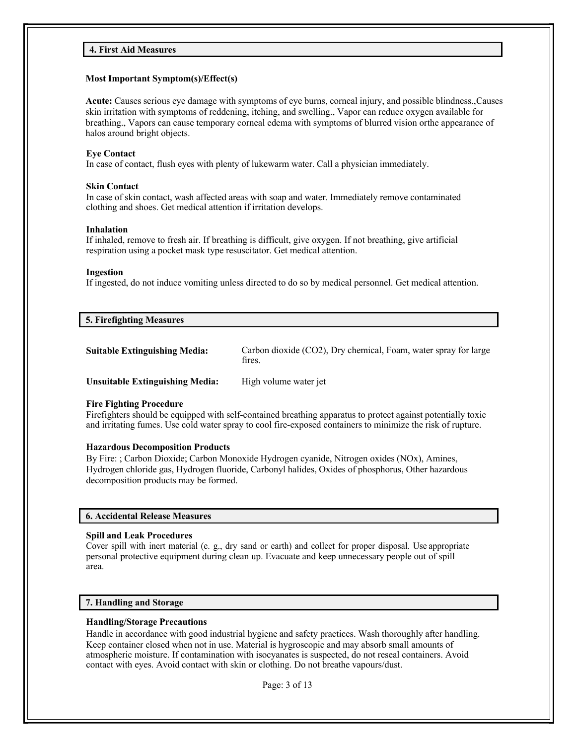## 4. First Aid Measures

**Most Important Symptom(s)/Effect(s)**

**Acute:** Causes serious eye damage with symptoms of eye burns, corneal injury, and possible blindness.,Causes skin irritation with symptoms of reddening, itching, and swelling., Vapor can reduce oxygen available for breathing., Vapors can cause temporary corneal edema with symptoms of blurred vision orthe appearance of halos around bright objects.

**Eye Contact**
In case of contact, flush eyes with plenty of lukewarm water. Call a physician immediately.

**Skin Contact**
In case of skin contact, wash affected areas with soap and water. Immediately remove contaminated clothing and shoes. Get medical attention if irritation develops.

**Inhalation**
If inhaled, remove to fresh air. If breathing is difficult, give oxygen. If not breathing, give artificial respiration using a pocket mask type resuscitator. Get medical attention.

**Ingestion**
If ingested, do not induce vomiting unless directed to do so by medical personnel. Get medical attention.

## 5. Firefighting Measures

**Suitable Extinguishing Media:** Carbon dioxide ($CO_2$), Dry chemical, Foam, water spray for large fires.

**Unsuitable Extinguishing Media:** High volume water jet

**Fire Fighting Procedure**
Firefighters should be equipped with self-contained breathing apparatus to protect against potentially toxic and irritating fumes. Use cold water spray to cool fire-exposed containers to minimize the risk of rupture.

**Hazardous Decomposition Products**
By Fire: ; Carbon Dioxide; Carbon Monoxide Hydrogen cyanide, Nitrogen oxides (NOx), Amines, Hydrogen chloride gas, Hydrogen fluoride, Carbonyl halides, Oxides of phosphorus, Other hazardous decomposition products may be formed.

## 6. Accidental Release Measures

**Spill and Leak Procedures**
Cover spill with inert material (e. g., dry sand or earth) and collect for proper disposal. Use appropriate personal protective equipment during clean up. Evacuate and keep unnecessary people out of spill area.

## 7. Handling and Storage

**Handling/Storage Precautions**
Handle in accordance with good industrial hygiene and safety practices. Wash thoroughly after handling. Keep container closed when not in use. Material is hygroscopic and may absorb small amounts of atmospheric moisture. If contamination with isocyanates is suspected, do not reseal containers. Avoid contact with eyes. Avoid contact with skin or clothing. Do not breathe vapours/dust.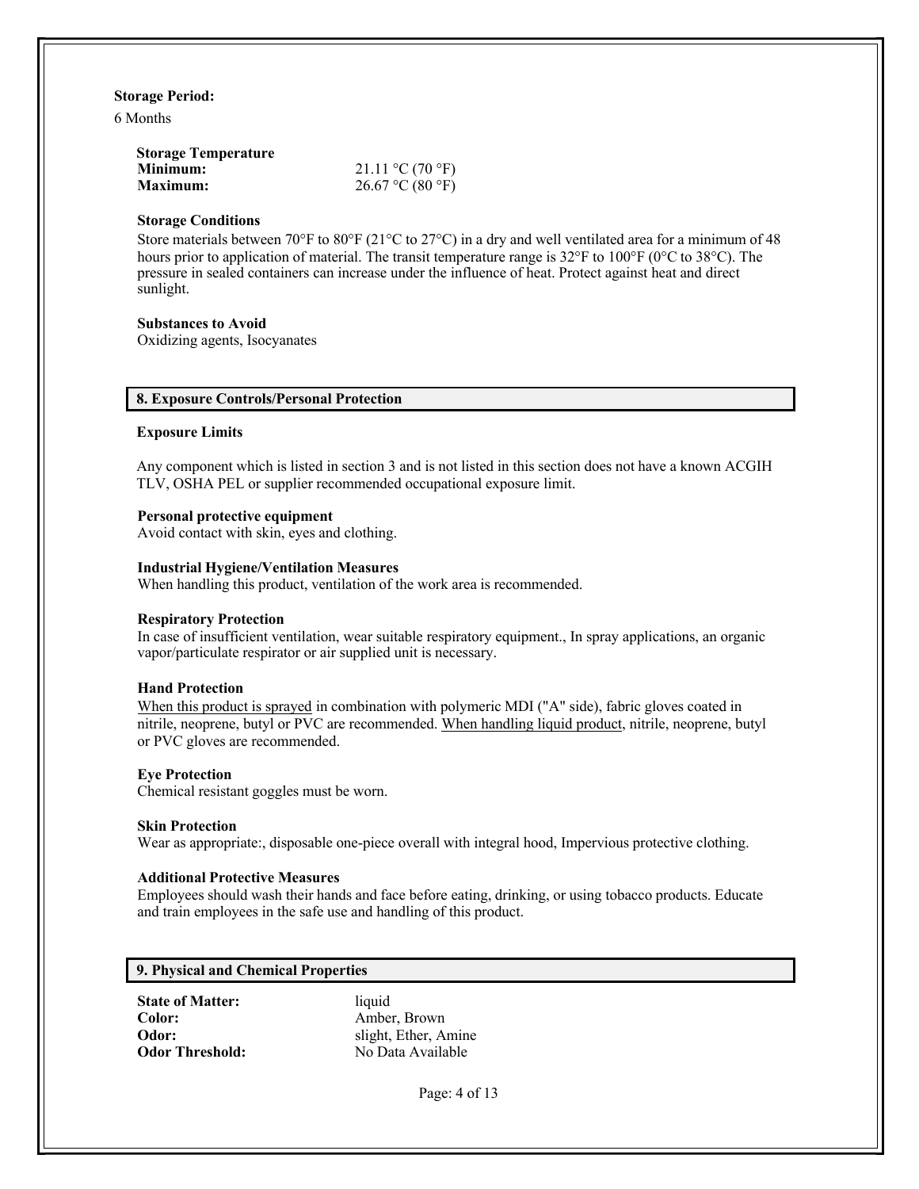**Storage Period:**

6 Months

**Storage Temperature**

| | |
|---|---|
| **Minimum:** | 21.11 °C (70 °F) |
| **Maximum:** | 26.67 °C (80 °F) |

**Storage Conditions**

Store materials between 70°F to 80°F (21°C to 27°C) in a dry and well ventilated area for a minimum of 48 hours prior to application of material. The transit temperature range is 32°F to 100°F (0°C to 38°C). The pressure in sealed containers can increase under the influence of heat. Protect against heat and direct sunlight.

**Substances to Avoid**

Oxidizing agents, Isocyanates

## 8. Exposure Controls/Personal Protection

**Exposure Limits**

Any component which is listed in section 3 and is not listed in this section does not have a known ACGIH TLV, OSHA PEL or supplier recommended occupational exposure limit.

**Personal protective equipment**

Avoid contact with skin, eyes and clothing.

**Industrial Hygiene/Ventilation Measures**

When handling this product, ventilation of the work area is recommended.

**Respiratory Protection**

In case of insufficient ventilation, wear suitable respiratory equipment., In spray applications, an organic vapor/particulate respirator or air supplied unit is necessary.

**Hand Protection**

When this product is sprayed in combination with polymeric MDI ("A" side), fabric gloves coated in nitrile, neoprene, butyl or PVC are recommended. When handling liquid product, nitrile, neoprene, butyl or PVC gloves are recommended.

**Eye Protection**

Chemical resistant goggles must be worn.

**Skin Protection**

Wear as appropriate:, disposable one-piece overall with integral hood, Impervious protective clothing.

**Additional Protective Measures**

Employees should wash their hands and face before eating, drinking, or using tobacco products. Educate and train employees in the safe use and handling of this product.

## 9. Physical and Chemical Properties

| | |
|---|---|
| **State of Matter:** | liquid |
| **Color:** | Amber, Brown |
| **Odor:** | slight, Ether, Amine |
| **Odor Threshold:** | No Data Available |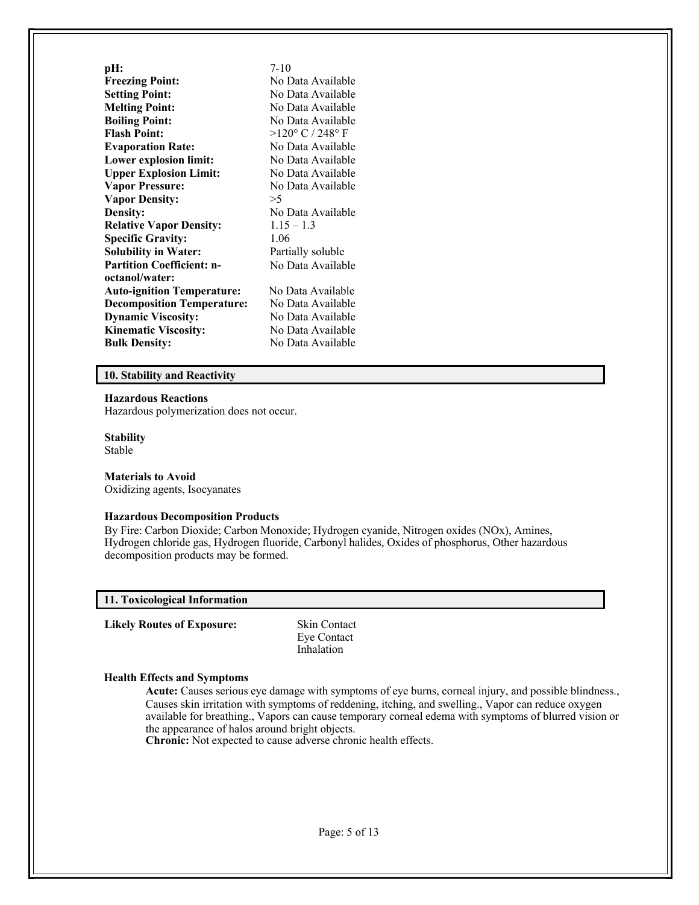| Property | Value |
|---|---|
| **pH:** | 7-10 |
| **Freezing Point:** | No Data Available |
| **Setting Point:** | No Data Available |
| **Melting Point:** | No Data Available |
| **Boiling Point:** | No Data Available |
| **Flash Point:** | >120° C / 248° F |
| **Evaporation Rate:** | No Data Available |
| **Lower explosion limit:** | No Data Available |
| **Upper Explosion Limit:** | No Data Available |
| **Vapor Pressure:** | No Data Available |
| **Vapor Density:** | >5 |
| **Density:** | No Data Available |
| **Relative Vapor Density:** | 1.15 – 1.3 |
| **Specific Gravity:** | 1.06 |
| **Solubility in Water:** | Partially soluble |
| **Partition Coefficient: n-octanol/water:** | No Data Available |
| **Auto-ignition Temperature:** | No Data Available |
| **Decomposition Temperature:** | No Data Available |
| **Dynamic Viscosity:** | No Data Available |
| **Kinematic Viscosity:** | No Data Available |
| **Bulk Density:** | No Data Available |

## 10. Stability and Reactivity

**Hazardous Reactions**
Hazardous polymerization does not occur.

**Stability**
Stable

**Materials to Avoid**
Oxidizing agents, Isocyanates

**Hazardous Decomposition Products**
By Fire: Carbon Dioxide; Carbon Monoxide; Hydrogen cyanide, Nitrogen oxides (NOx), Amines, Hydrogen chloride gas, Hydrogen fluoride, Carbonyl halides, Oxides of phosphorus, Other hazardous decomposition products may be formed.

## 11. Toxicological Information

**Likely Routes of Exposure:** Skin Contact
Eye Contact
Inhalation

**Health Effects and Symptoms**

**Acute:** Causes serious eye damage with symptoms of eye burns, corneal injury, and possible blindness., Causes skin irritation with symptoms of reddening, itching, and swelling., Vapor can reduce oxygen available for breathing., Vapors can cause temporary corneal edema with symptoms of blurred vision or the appearance of halos around bright objects.
**Chronic:** Not expected to cause adverse chronic health effects.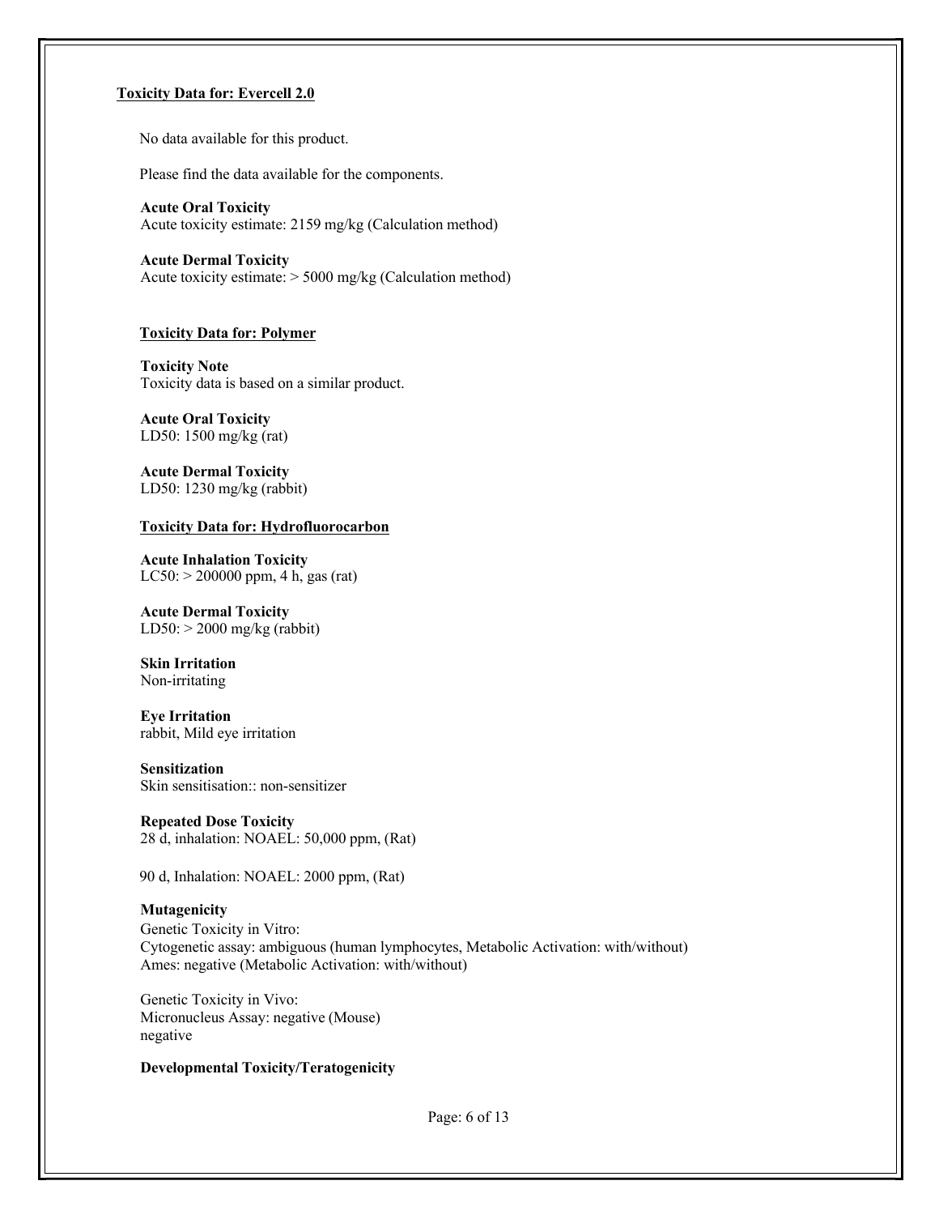## Toxicity Data for: Evercell 2.0

No data available for this product.

Please find the data available for the components.

**Acute Oral Toxicity**
Acute toxicity estimate: 2159 mg/kg (Calculation method)

**Acute Dermal Toxicity**
Acute toxicity estimate: > 5000 mg/kg (Calculation method)

### Toxicity Data for: Polymer

**Toxicity Note**
Toxicity data is based on a similar product.

**Acute Oral Toxicity**
LD50: 1500 mg/kg (rat)

**Acute Dermal Toxicity**
LD50: 1230 mg/kg (rabbit)

### Toxicity Data for: Hydrofluorocarbon

**Acute Inhalation Toxicity**
LC50: > 200000 ppm, 4 h, gas (rat)

**Acute Dermal Toxicity**
LD50: > 2000 mg/kg (rabbit)

**Skin Irritation**
Non-irritating

**Eye Irritation**
rabbit, Mild eye irritation

**Sensitization**
Skin sensitisation:: non-sensitizer

**Repeated Dose Toxicity**
28 d, inhalation: NOAEL: 50,000 ppm, (Rat)

90 d, Inhalation: NOAEL: 2000 ppm, (Rat)

**Mutagenicity**
Genetic Toxicity in Vitro:
Cytogenetic assay: ambiguous (human lymphocytes, Metabolic Activation: with/without)
Ames: negative (Metabolic Activation: with/without)

Genetic Toxicity in Vivo:
Micronucleus Assay: negative (Mouse)
negative

**Developmental Toxicity/Teratogenicity**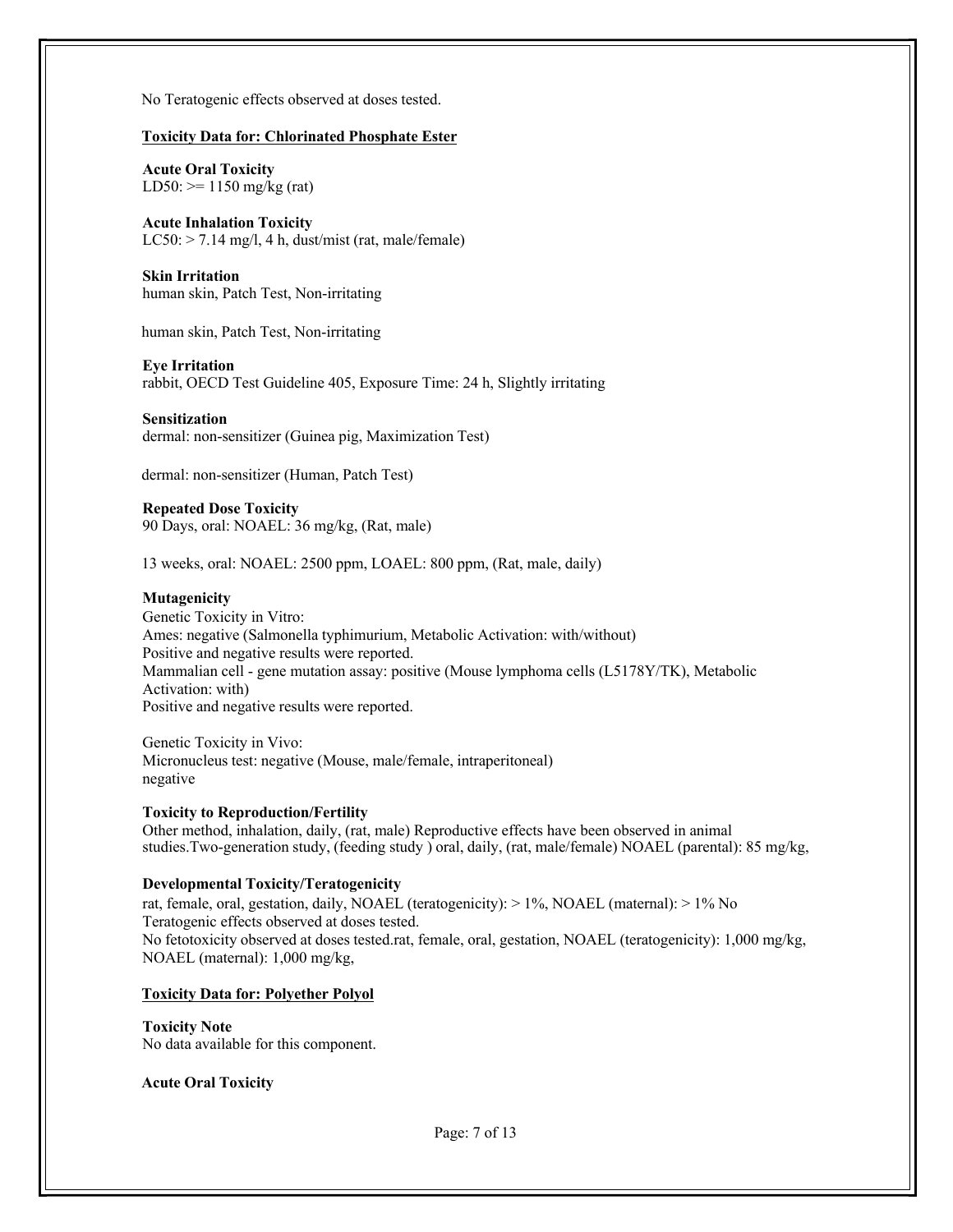No Teratogenic effects observed at doses tested.

**Toxicity Data for: Chlorinated Phosphate Ester**

**Acute Oral Toxicity**
LD50: >= 1150 mg/kg (rat)

**Acute Inhalation Toxicity**
LC50: > 7.14 mg/l, 4 h, dust/mist (rat, male/female)

**Skin Irritation**
human skin, Patch Test, Non-irritating

human skin, Patch Test, Non-irritating

**Eye Irritation**
rabbit, OECD Test Guideline 405, Exposure Time: 24 h, Slightly irritating

**Sensitization**
dermal: non-sensitizer (Guinea pig, Maximization Test)

dermal: non-sensitizer (Human, Patch Test)

**Repeated Dose Toxicity**
90 Days, oral: NOAEL: 36 mg/kg, (Rat, male)

13 weeks, oral: NOAEL: 2500 ppm, LOAEL: 800 ppm, (Rat, male, daily)

**Mutagenicity**
Genetic Toxicity in Vitro:
Ames: negative (Salmonella typhimurium, Metabolic Activation: with/without)
Positive and negative results were reported.
Mammalian cell - gene mutation assay: positive (Mouse lymphoma cells (L5178Y/TK), Metabolic Activation: with)
Positive and negative results were reported.

Genetic Toxicity in Vivo:
Micronucleus test: negative (Mouse, male/female, intraperitoneal)
negative

**Toxicity to Reproduction/Fertility**
Other method, inhalation, daily, (rat, male) Reproductive effects have been observed in animal studies.Two-generation study, (feeding study ) oral, daily, (rat, male/female) NOAEL (parental): 85 mg/kg,

**Developmental Toxicity/Teratogenicity**
rat, female, oral, gestation, daily, NOAEL (teratogenicity): > 1%, NOAEL (maternal): > 1% No Teratogenic effects observed at doses tested.
No fetotoxicity observed at doses tested.rat, female, oral, gestation, NOAEL (teratogenicity): 1,000 mg/kg, NOAEL (maternal): 1,000 mg/kg,

**Toxicity Data for: Polyether Polyol**

**Toxicity Note**
No data available for this component.

**Acute Oral Toxicity**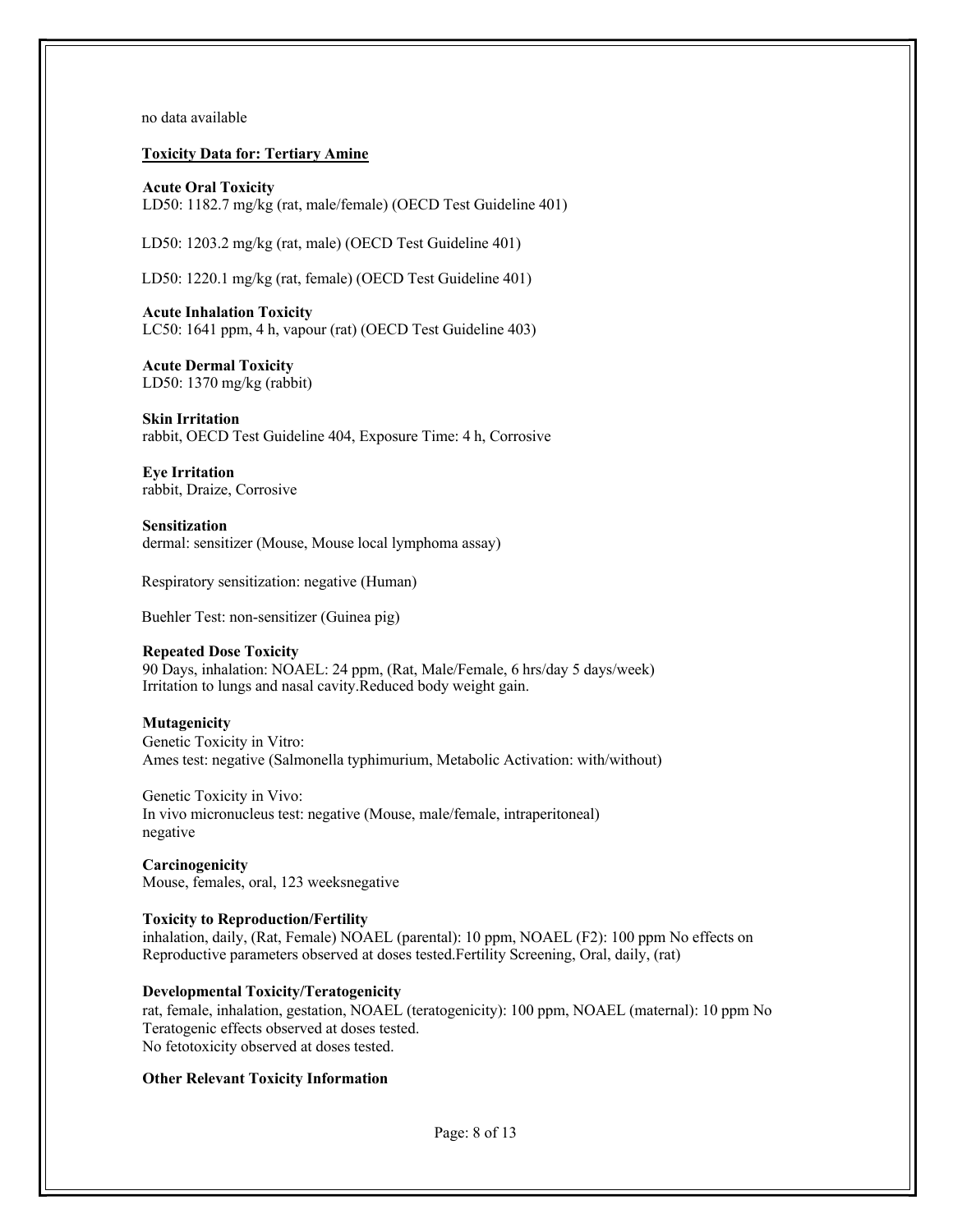no data available

**Toxicity Data for: Tertiary Amine**

**Acute Oral Toxicity**
LD50: 1182.7 mg/kg (rat, male/female) (OECD Test Guideline 401)

LD50: 1203.2 mg/kg (rat, male) (OECD Test Guideline 401)

LD50: 1220.1 mg/kg (rat, female) (OECD Test Guideline 401)

**Acute Inhalation Toxicity**
LC50: 1641 ppm, 4 h, vapour (rat) (OECD Test Guideline 403)

**Acute Dermal Toxicity**
LD50: 1370 mg/kg (rabbit)

**Skin Irritation**
rabbit, OECD Test Guideline 404, Exposure Time: 4 h, Corrosive

**Eye Irritation**
rabbit, Draize, Corrosive

**Sensitization**
dermal: sensitizer (Mouse, Mouse local lymphoma assay)

Respiratory sensitization: negative (Human)

Buehler Test: non-sensitizer (Guinea pig)

**Repeated Dose Toxicity**
90 Days, inhalation: NOAEL: 24 ppm, (Rat, Male/Female, 6 hrs/day 5 days/week)
Irritation to lungs and nasal cavity.Reduced body weight gain.

**Mutagenicity**
Genetic Toxicity in Vitro:
Ames test: negative (Salmonella typhimurium, Metabolic Activation: with/without)

Genetic Toxicity in Vivo:
In vivo micronucleus test: negative (Mouse, male/female, intraperitoneal)
negative

**Carcinogenicity**
Mouse, females, oral, 123 weeksnegative

**Toxicity to Reproduction/Fertility**
inhalation, daily, (Rat, Female) NOAEL (parental): 10 ppm, NOAEL (F2): 100 ppm No effects on Reproductive parameters observed at doses tested.Fertility Screening, Oral, daily, (rat)

**Developmental Toxicity/Teratogenicity**
rat, female, inhalation, gestation, NOAEL (teratogenicity): 100 ppm, NOAEL (maternal): 10 ppm No Teratogenic effects observed at doses tested.
No fetotoxicity observed at doses tested.

**Other Relevant Toxicity Information**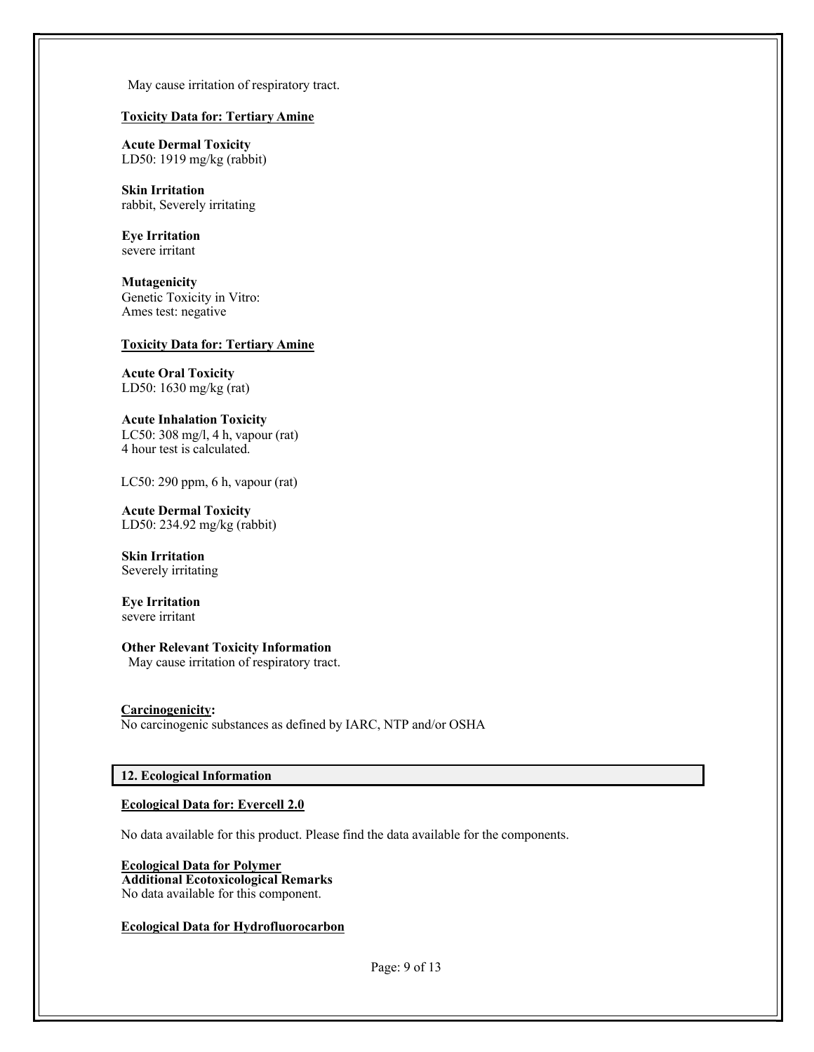May cause irritation of respiratory tract.

**Toxicity Data for: Tertiary Amine**

**Acute Dermal Toxicity**
LD50: 1919 mg/kg (rabbit)

**Skin Irritation**
rabbit, Severely irritating

**Eye Irritation**
severe irritant

**Mutagenicity**
Genetic Toxicity in Vitro:
Ames test: negative

**Toxicity Data for: Tertiary Amine**

**Acute Oral Toxicity**
LD50: 1630 mg/kg (rat)

**Acute Inhalation Toxicity**
LC50: 308 mg/l, 4 h, vapour (rat)
4 hour test is calculated.

LC50: 290 ppm, 6 h, vapour (rat)

**Acute Dermal Toxicity**
LD50: 234.92 mg/kg (rabbit)

**Skin Irritation**
Severely irritating

**Eye Irritation**
severe irritant

**Other Relevant Toxicity Information**
May cause irritation of respiratory tract.

**Carcinogenicity:**
No carcinogenic substances as defined by IARC, NTP and/or OSHA

## 12. Ecological Information

**Ecological Data for: Evercell 2.0**

No data available for this product. Please find the data available for the components.

**Ecological Data for Polymer**
**Additional Ecotoxicological Remarks**
No data available for this component.

**Ecological Data for Hydrofluorocarbon**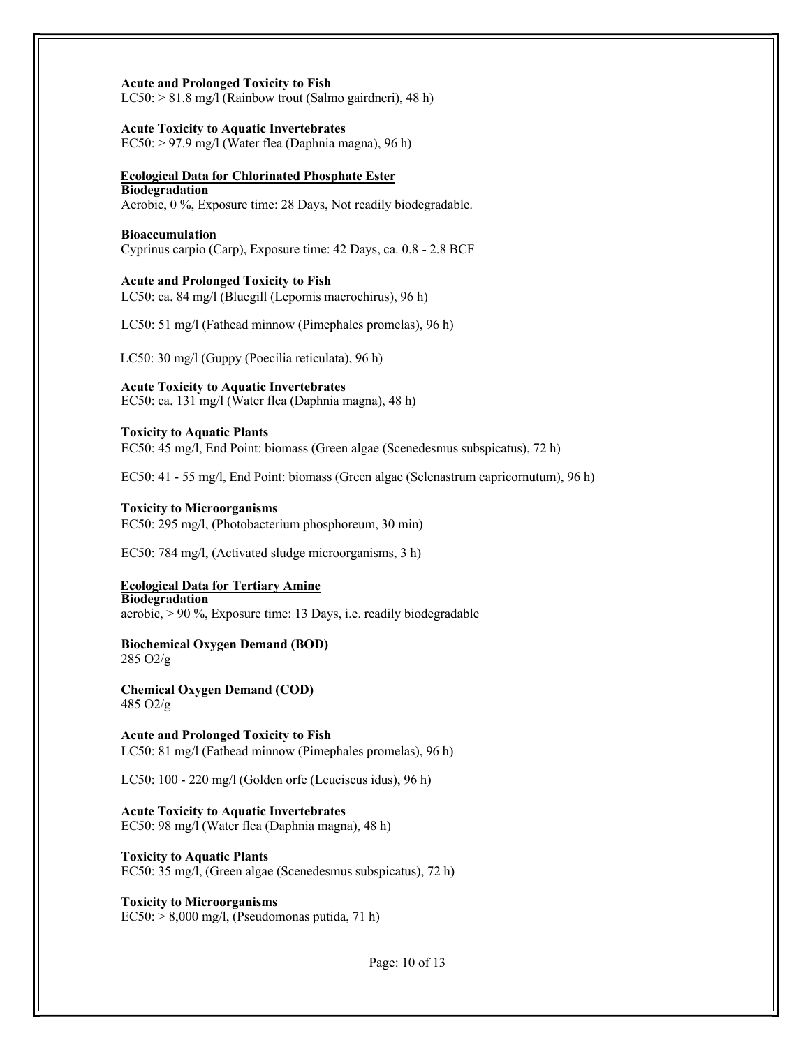**Acute and Prolonged Toxicity to Fish**
LC50: > 81.8 mg/l (Rainbow trout (Salmo gairdneri), 48 h)

**Acute Toxicity to Aquatic Invertebrates**
EC50: > 97.9 mg/l (Water flea (Daphnia magna), 96 h)

**Ecological Data for Chlorinated Phosphate Ester**

**Biodegradation**
Aerobic, 0 %, Exposure time: 28 Days, Not readily biodegradable.

**Bioaccumulation**
Cyprinus carpio (Carp), Exposure time: 42 Days, ca. 0.8 - 2.8 BCF

**Acute and Prolonged Toxicity to Fish**
LC50: ca. 84 mg/l (Bluegill (Lepomis macrochirus), 96 h)

LC50: 51 mg/l (Fathead minnow (Pimephales promelas), 96 h)

LC50: 30 mg/l (Guppy (Poecilia reticulata), 96 h)

**Acute Toxicity to Aquatic Invertebrates**
EC50: ca. 131 mg/l (Water flea (Daphnia magna), 48 h)

**Toxicity to Aquatic Plants**
EC50: 45 mg/l, End Point: biomass (Green algae (Scenedesmus subspicatus), 72 h)

EC50: 41 - 55 mg/l, End Point: biomass (Green algae (Selenastrum capricornutum), 96 h)

**Toxicity to Microorganisms**
EC50: 295 mg/l, (Photobacterium phosphoreum, 30 min)

EC50: 784 mg/l, (Activated sludge microorganisms, 3 h)

**Ecological Data for Tertiary Amine**

**Biodegradation**
aerobic, > 90 %, Exposure time: 13 Days, i.e. readily biodegradable

**Biochemical Oxygen Demand (BOD)**
285 $O_2$/g

**Chemical Oxygen Demand (COD)**
485 $O_2$/g

**Acute and Prolonged Toxicity to Fish**
LC50: 81 mg/l (Fathead minnow (Pimephales promelas), 96 h)

LC50: 100 - 220 mg/l (Golden orfe (Leuciscus idus), 96 h)

**Acute Toxicity to Aquatic Invertebrates**
EC50: 98 mg/l (Water flea (Daphnia magna), 48 h)

**Toxicity to Aquatic Plants**
EC50: 35 mg/l, (Green algae (Scenedesmus subspicatus), 72 h)

**Toxicity to Microorganisms**
EC50: > 8,000 mg/l, (Pseudomonas putida, 71 h)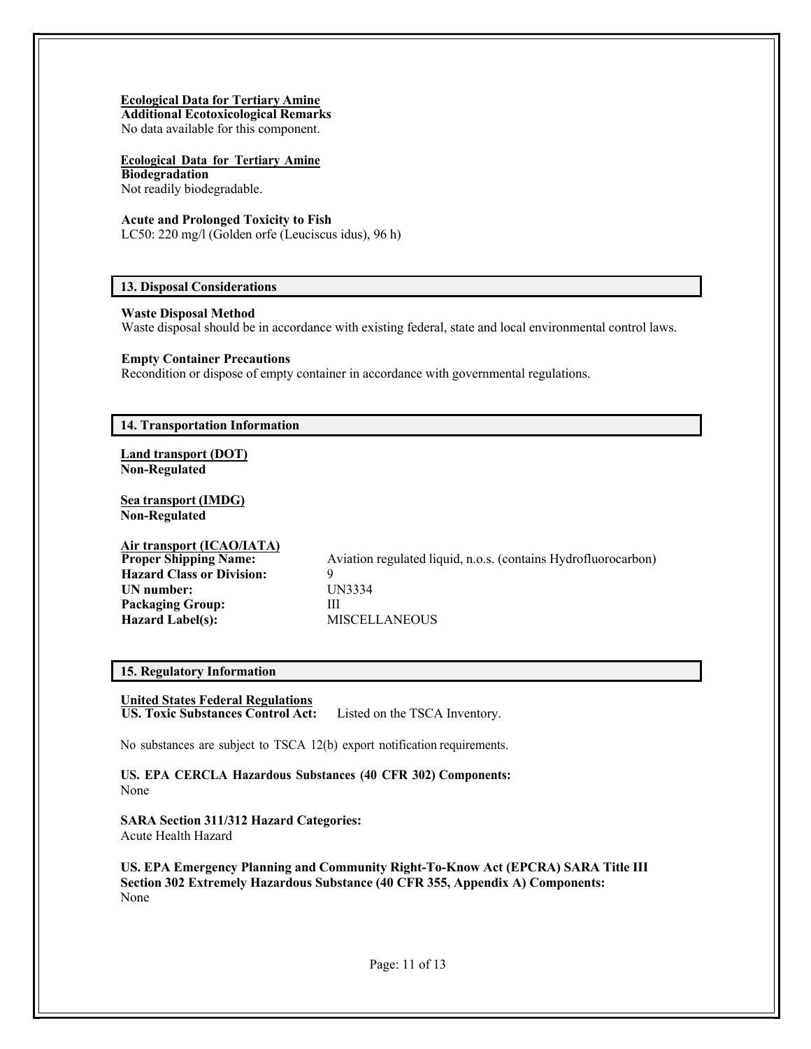**Ecological Data for Tertiary Amine**

**Additional Ecotoxicological Remarks**

No data available for this component.

**Ecological Data for Tertiary Amine**

**Biodegradation**

Not readily biodegradable.

**Acute and Prolonged Toxicity to Fish**

LC50: 220 mg/l (Golden orfe (Leuciscus idus), 96 h)

## 13. Disposal Considerations

**Waste Disposal Method**

Waste disposal should be in accordance with existing federal, state and local environmental control laws.

**Empty Container Precautions**

Recondition or dispose of empty container in accordance with governmental regulations.

## 14. Transportation Information

**Land transport (DOT)**

**Non-Regulated**

**Sea transport (IMDG)**

**Non-Regulated**

**Air transport (ICAO/IATA)**

**Proper Shipping Name:** Aviation regulated liquid, n.o.s. (contains Hydrofluorocarbon)

**Hazard Class or Division:** 9

**UN number:** UN3334

**Packaging Group:** III

**Hazard Label(s):** MISCELLANEOUS

## 15. Regulatory Information

**United States Federal Regulations**

**US. Toxic Substances Control Act:** Listed on the TSCA Inventory.

No substances are subject to TSCA 12(b) export notification requirements.

**US. EPA CERCLA Hazardous Substances (40 CFR 302) Components:**

None

**SARA Section 311/312 Hazard Categories:**

Acute Health Hazard

**US. EPA Emergency Planning and Community Right-To-Know Act (EPCRA) SARA Title III Section 302 Extremely Hazardous Substance (40 CFR 355, Appendix A) Components:**

None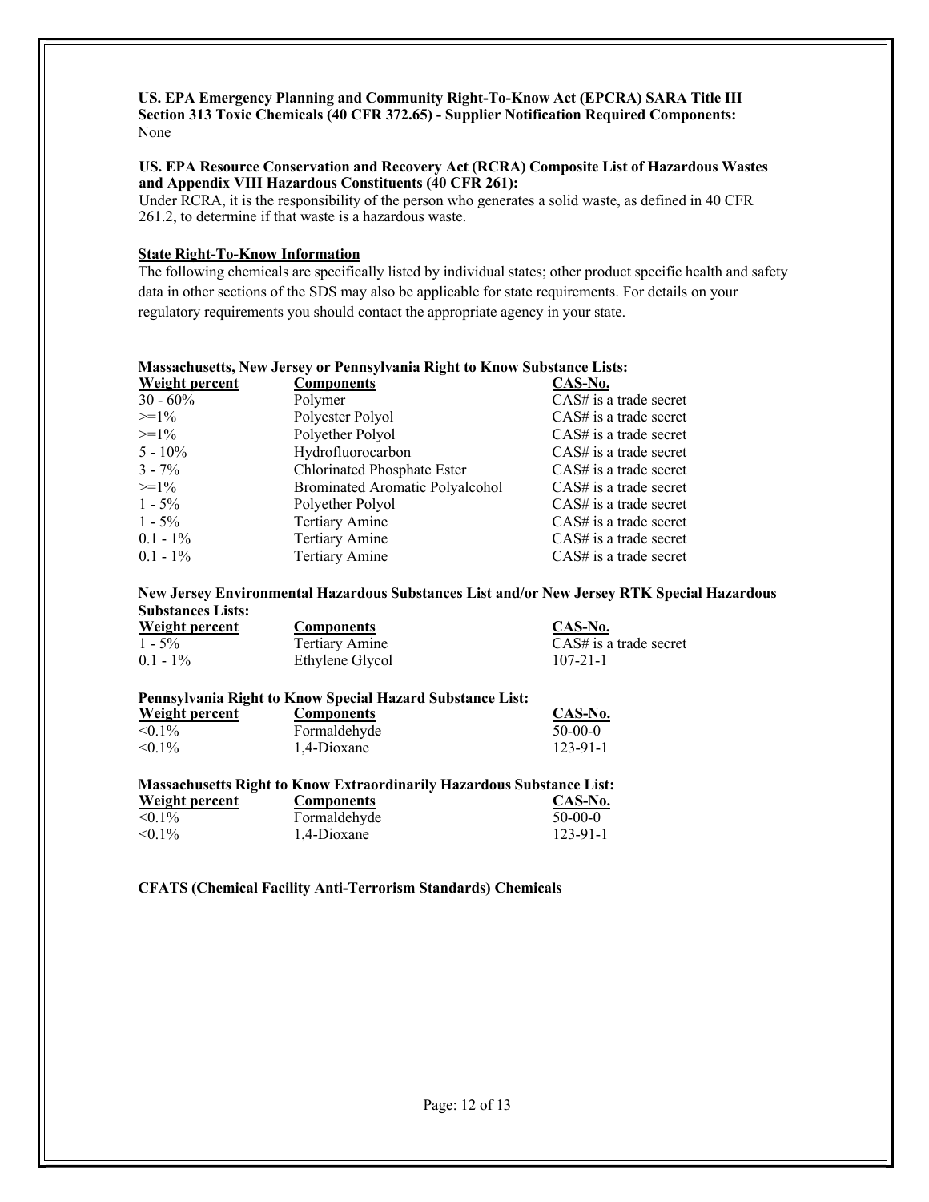**US. EPA Emergency Planning and Community Right-To-Know Act (EPCRA) SARA Title III Section 313 Toxic Chemicals (40 CFR 372.65) - Supplier Notification Required Components:**
None

**US. EPA Resource Conservation and Recovery Act (RCRA) Composite List of Hazardous Wastes and Appendix VIII Hazardous Constituents (40 CFR 261):**
Under RCRA, it is the responsibility of the person who generates a solid waste, as defined in 40 CFR 261.2, to determine if that waste is a hazardous waste.

**State Right-To-Know Information**

The following chemicals are specifically listed by individual states; other product specific health and safety data in other sections of the SDS may also be applicable for state requirements. For details on your regulatory requirements you should contact the appropriate agency in your state.

**Massachusetts, New Jersey or Pennsylvania Right to Know Substance Lists:**

| Weight percent | Components | CAS-No. |
|---|---|---|
| 30 - 60% | Polymer | CAS# is a trade secret |
| >=1% | Polyester Polyol | CAS# is a trade secret |
| >=1% | Polyether Polyol | CAS# is a trade secret |
| 5 - 10% | Hydrofluorocarbon | CAS# is a trade secret |
| 3 - 7% | Chlorinated Phosphate Ester | CAS# is a trade secret |
| >=1% | Brominated Aromatic Polyalcohol | CAS# is a trade secret |
| 1 - 5% | Polyether Polyol | CAS# is a trade secret |
| 1 - 5% | Tertiary Amine | CAS# is a trade secret |
| 0.1 - 1% | Tertiary Amine | CAS# is a trade secret |
| 0.1 - 1% | Tertiary Amine | CAS# is a trade secret |

**New Jersey Environmental Hazardous Substances List and/or New Jersey RTK Special Hazardous Substances Lists:**

| Weight percent | Components | CAS-No. |
|---|---|---|
| 1 - 5% | Tertiary Amine | CAS# is a trade secret |
| 0.1 - 1% | Ethylene Glycol | 107-21-1 |

**Pennsylvania Right to Know Special Hazard Substance List:**

| Weight percent | Components | CAS-No. |
|---|---|---|
| <0.1% | Formaldehyde | 50-00-0 |
| <0.1% | 1,4-Dioxane | 123-91-1 |

**Massachusetts Right to Know Extraordinarily Hazardous Substance List:**

| Weight percent | Components | CAS-No. |
|---|---|---|
| <0.1% | Formaldehyde | 50-00-0 |
| <0.1% | 1,4-Dioxane | 123-91-1 |

**CFATS (Chemical Facility Anti-Terrorism Standards) Chemicals**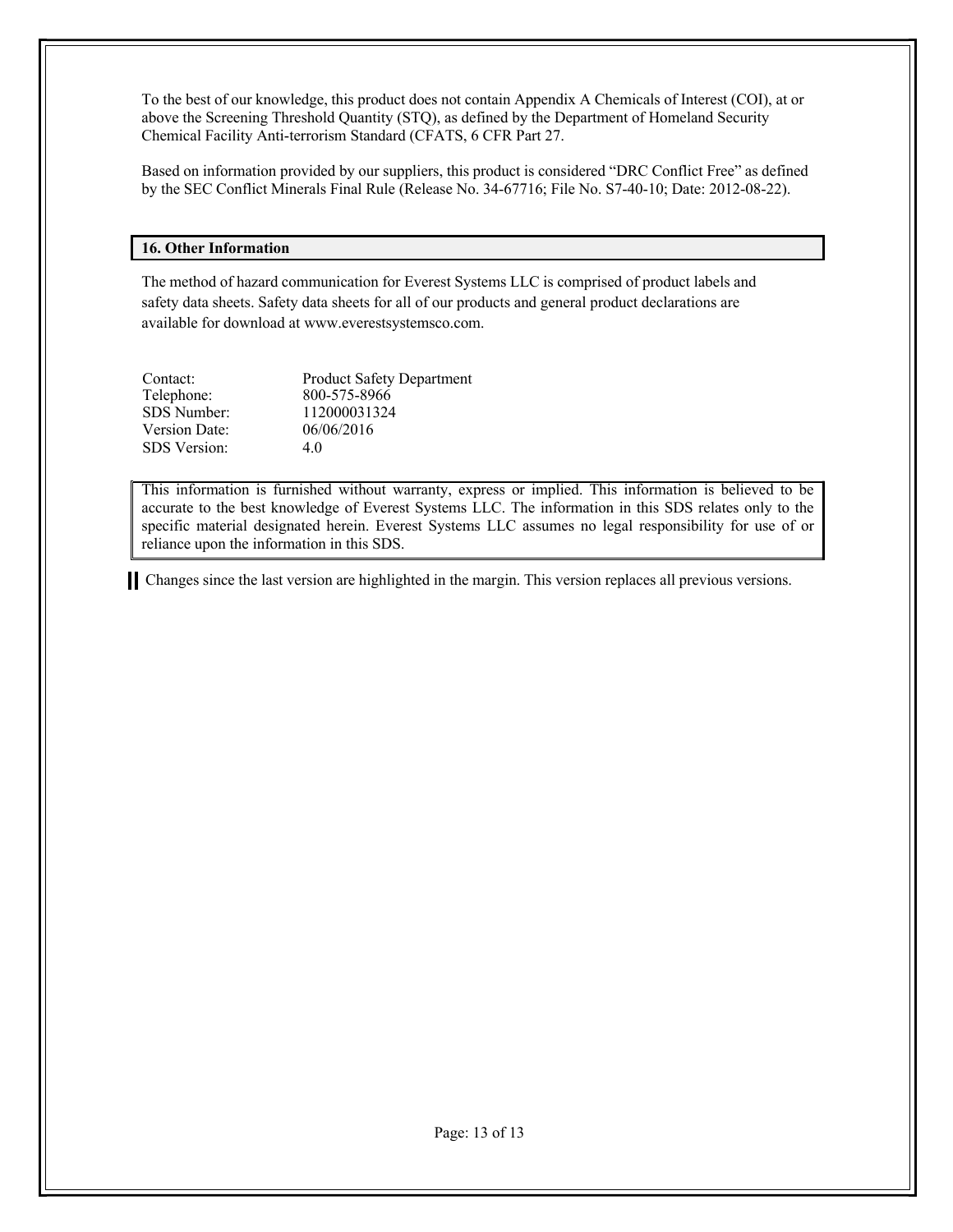To the best of our knowledge, this product does not contain Appendix A Chemicals of Interest (COI), at or above the Screening Threshold Quantity (STQ), as defined by the Department of Homeland Security Chemical Facility Anti-terrorism Standard (CFATS, 6 CFR Part 27.

Based on information provided by our suppliers, this product is considered "DRC Conflict Free" as defined by the SEC Conflict Minerals Final Rule (Release No. 34-67716; File No. S7-40-10; Date: 2012-08-22).

## 16. Other Information

The method of hazard communication for Everest Systems LLC is comprised of product labels and safety data sheets. Safety data sheets for all of our products and general product declarations are available for download at www.everestsystemsco.com.

| | |
|---|---|
| Contact: | Product Safety Department |
| Telephone: | 800-575-8966 |
| SDS Number: | 112000031324 |
| Version Date: | 06/06/2016 |
| SDS Version: | 4.0 |

This information is furnished without warranty, express or implied. This information is believed to be accurate to the best knowledge of Everest Systems LLC. The information in this SDS relates only to the specific material designated herein. Everest Systems LLC assumes no legal responsibility for use of or reliance upon the information in this SDS.

Changes since the last version are highlighted in the margin. This version replaces all previous versions.